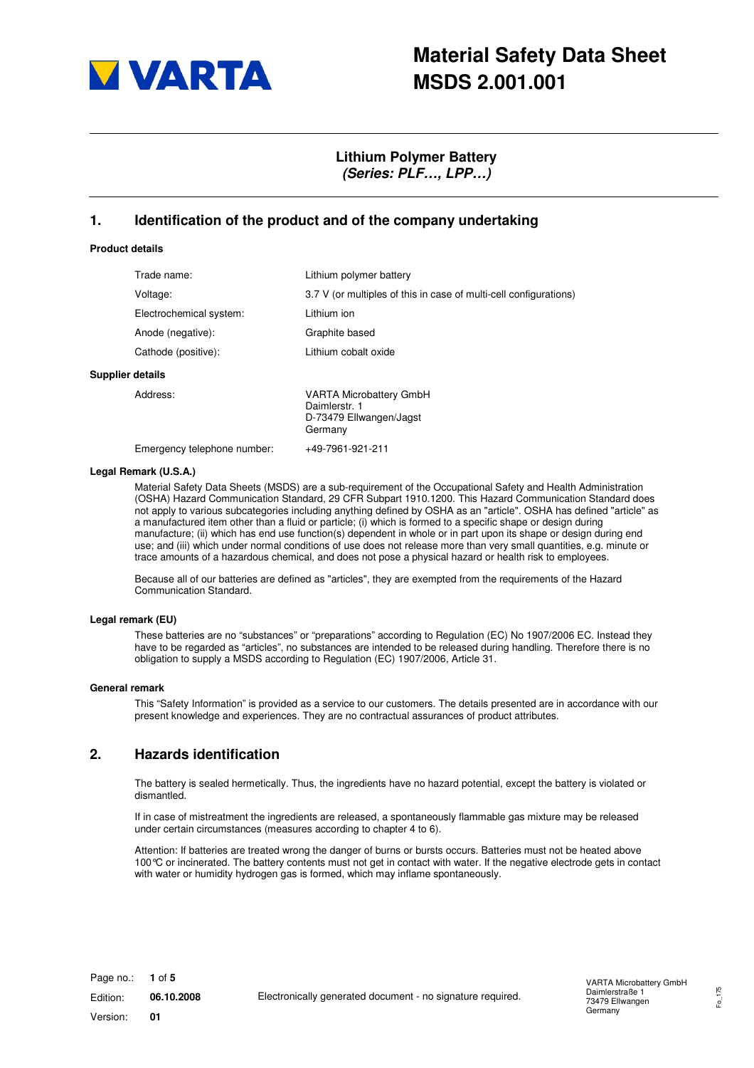# Material Safety Data Sheet MSDS 2.001.001

## Lithium Polymer Battery
### *(Series: PLF…, LPP…)*

## 1. Identification of the product and of the company undertaking

**Product details**

| | |
|---|---|
| Trade name: | Lithium polymer battery |
| Voltage: | 3.7 V (or multiples of this in case of multi-cell configurations) |
| Electrochemical system: | Lithium ion |
| Anode (negative): | Graphite based |
| Cathode (positive): | Lithium cobalt oxide |

**Supplier details**

| | |
|---|---|
| Address: | VARTA Microbattery GmbH<br>Daimlerstr. 1<br>D-73479 Ellwangen/Jagst<br>Germany |
| Emergency telephone number: | +49-7961-921-211 |

**Legal Remark (U.S.A.)**

Material Safety Data Sheets (MSDS) are a sub-requirement of the Occupational Safety and Health Administration (OSHA) Hazard Communication Standard, 29 CFR Subpart 1910.1200. This Hazard Communication Standard does not apply to various subcategories including anything defined by OSHA as an "article". OSHA has defined "article" as a manufactured item other than a fluid or particle; (i) which is formed to a specific shape or design during manufacture; (ii) which has end use function(s) dependent in whole or in part upon its shape or design during end use; and (iii) which under normal conditions of use does not release more than very small quantities, e.g. minute or trace amounts of a hazardous chemical, and does not pose a physical hazard or health risk to employees.

Because all of our batteries are defined as "articles", they are exempted from the requirements of the Hazard Communication Standard.

**Legal remark (EU)**

These batteries are no "substances" or "preparations" according to Regulation (EC) No 1907/2006 EC. Instead they have to be regarded as "articles", no substances are intended to be released during handling. Therefore there is no obligation to supply a MSDS according to Regulation (EC) 1907/2006, Article 31.

**General remark**

This "Safety Information" is provided as a service to our customers. The details presented are in accordance with our present knowledge and experiences. They are no contractual assurances of product attributes.

## 2. Hazards identification

The battery is sealed hermetically. Thus, the ingredients have no hazard potential, except the battery is violated or dismantled.

If in case of mistreatment the ingredients are released, a spontaneously flammable gas mixture may be released under certain circumstances (measures according to chapter 4 to 6).

Attention: If batteries are treated wrong the danger of burns or bursts occurs. Batteries must not be heated above 100°C or incinerated. The battery contents must not get in contact with water. If the negative electrode gets in contact with water or humidity hydrogen gas is formed, which may inflame spontaneously.

Edition: **06.10.2008**

Version: **01**

Electronically generated document - no signature required.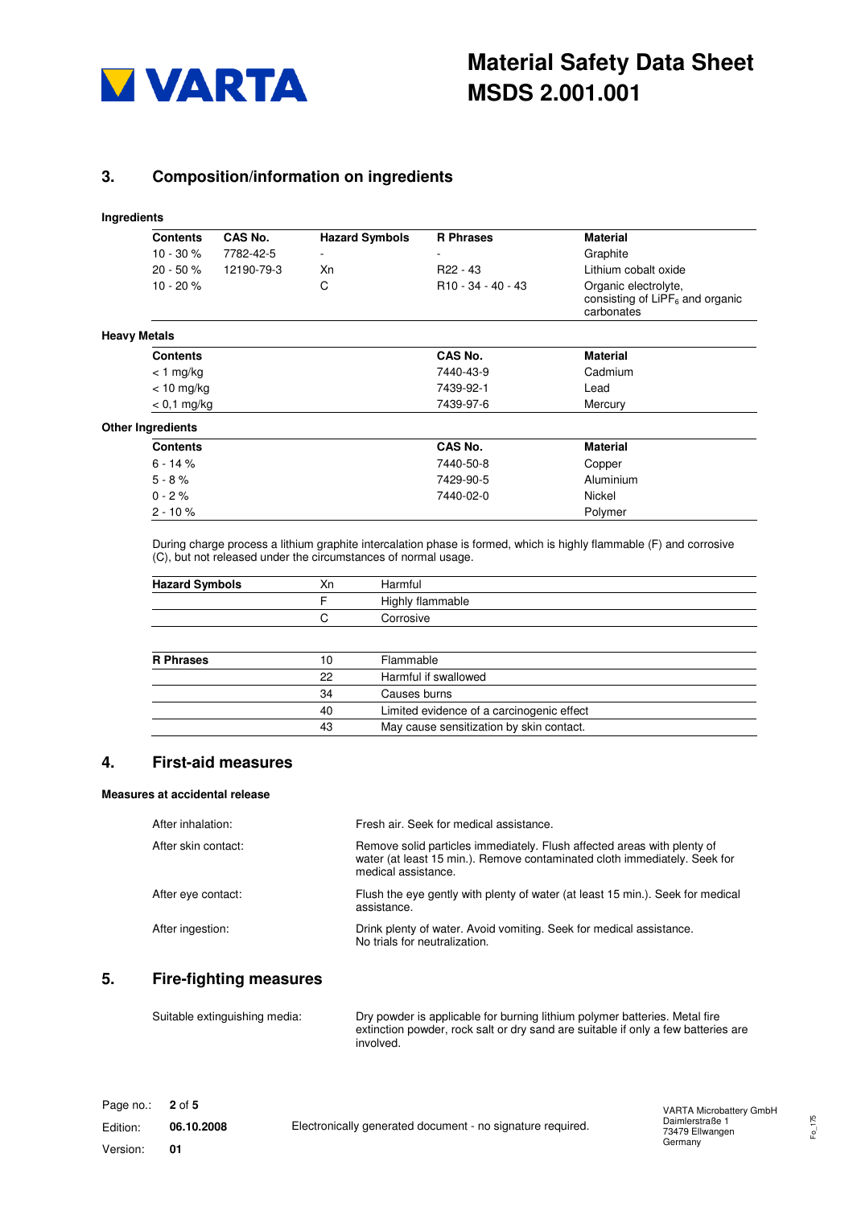## 3. Composition/information on ingredients

### Ingredients

| Contents | CAS No. | Hazard Symbols | R Phrases | Material |
|---|---|---|---|---|
| 10 - 30 % | 7782-42-5 | - | - | Graphite |
| 20 - 50 % | 12190-79-3 | Xn | R22 - 43 | Lithium cobalt oxide |
| 10 - 20 % | | C | R10 - 34 - 40 - 43 | Organic electrolyte, consisting of $LiPF_6$ and organic carbonates |

### Heavy Metals

| Contents | CAS No. | Material |
|---|---|---|
| < 1 mg/kg | 7440-43-9 | Cadmium |
| < 10 mg/kg | 7439-92-1 | Lead |
| < 0,1 mg/kg | 7439-97-6 | Mercury |

### Other Ingredients

| Contents | CAS No. | Material |
|---|---|---|
| 6 - 14 % | 7440-50-8 | Copper |
| 5 - 8 % | 7429-90-5 | Aluminium |
| 0 - 2 % | 7440-02-0 | Nickel |
| 2 - 10 % | | Polymer |

During charge process a lithium graphite intercalation phase is formed, which is highly flammable (F) and corrosive (C), but not released under the circumstances of normal usage.

| Hazard Symbols | | |
|---|---|---|
| | Xn | Harmful |
| | F | Highly flammable |
| | C | Corrosive |

| R Phrases | | |
|---|---|---|
| | 10 | Flammable |
| | 22 | Harmful if swallowed |
| | 34 | Causes burns |
| | 40 | Limited evidence of a carcinogenic effect |
| | 43 | May cause sensitization by skin contact. |

## 4. First-aid measures

### Measures at accidental release

| | |
|---|---|
| After inhalation: | Fresh air. Seek for medical assistance. |
| After skin contact: | Remove solid particles immediately. Flush affected areas with plenty of water (at least 15 min.). Remove contaminated cloth immediately. Seek for medical assistance. |
| After eye contact: | Flush the eye gently with plenty of water (at least 15 min.). Seek for medical assistance. |
| After ingestion: | Drink plenty of water. Avoid vomiting. Seek for medical assistance. No trials for neutralization. |

## 5. Fire-fighting measures

| | |
|---|---|
| Suitable extinguishing media: | Dry powder is applicable for burning lithium polymer batteries. Metal fire extinction powder, rock salt or dry sand are suitable if only a few batteries are involved. |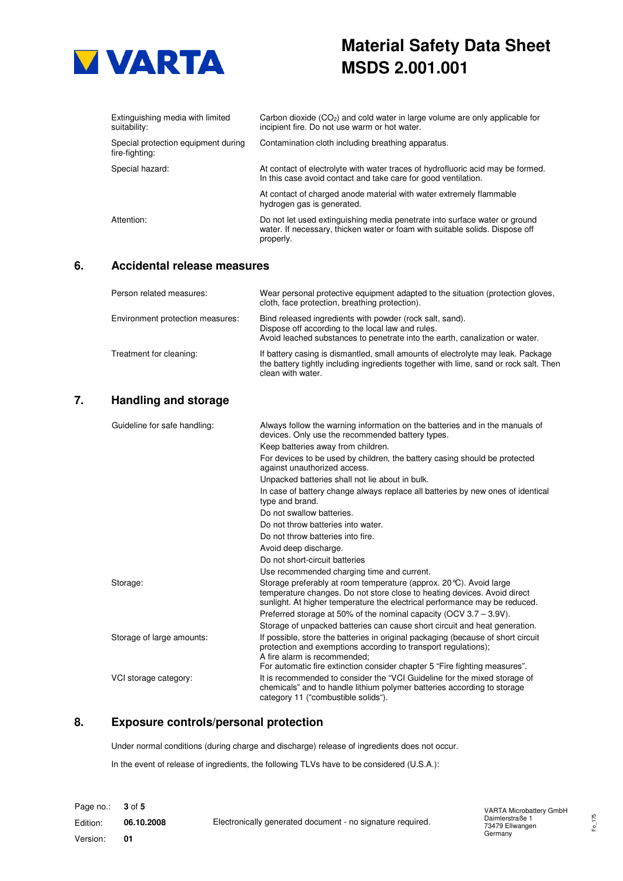| | |
|---|---|
| Extinguishing media with limited suitability: | Carbon dioxide ($CO_2$) and cold water in large volume are only applicable for incipient fire. Do not use warm or hot water. |
| Special protection equipment during fire-fighting: | Contamination cloth including breathing apparatus. |
| Special hazard: | At contact of electrolyte with water traces of hydrofluoric acid may be formed. In this case avoid contact and take care for good ventilation. |
| | At contact of charged anode material with water extremely flammable hydrogen gas is generated. |
| Attention: | Do not let used extinguishing media penetrate into surface water or ground water. If necessary, thicken water or foam with suitable solids. Dispose off properly. |

## 6. Accidental release measures

| | |
|---|---|
| Person related measures: | Wear personal protective equipment adapted to the situation (protection gloves, cloth, face protection, breathing protection). |
| Environment protection measures: | Bind released ingredients with powder (rock salt, sand).<br>Dispose off according to the local law and rules.<br>Avoid leached substances to penetrate into the earth, canalization or water. |
| Treatment for cleaning: | If battery casing is dismantled, small amounts of electrolyte may leak. Package the battery tightly including ingredients together with lime, sand or rock salt. Then clean with water. |

## 7. Handling and storage

| | |
|---|---|
| Guideline for safe handling: | Always follow the warning information on the batteries and in the manuals of devices. Only use the recommended battery types.<br>Keep batteries away from children.<br>For devices to be used by children, the battery casing should be protected against unauthorized access.<br>Unpacked batteries shall not lie about in bulk.<br>In case of battery change always replace all batteries by new ones of identical type and brand.<br>Do not swallow batteries.<br>Do not throw batteries into water.<br>Do not throw batteries into fire.<br>Avoid deep discharge.<br>Do not short-circuit batteries<br>Use recommended charging time and current. |
| Storage: | Storage preferably at room temperature (approx. 20°C). Avoid large temperature changes. Do not store close to heating devices. Avoid direct sunlight. At higher temperature the electrical performance may be reduced.<br>Preferred storage at 50% of the nominal capacity (OCV 3.7 – 3.9V).<br>Storage of unpacked batteries can cause short circuit and heat generation. |
| Storage of large amounts: | If possible, store the batteries in original packaging (because of short circuit protection and exemptions according to transport regulations);<br>A fire alarm is recommended;<br>For automatic fire extinction consider chapter 5 "Fire fighting measures". |
| VCI storage category: | It is recommended to consider the "VCI Guideline for the mixed storage of chemicals" and to handle lithium polymer batteries according to storage category 11 ("combustible solids"). |

## 8. Exposure controls/personal protection

Under normal conditions (during charge and discharge) release of ingredients does not occur.

In the event of release of ingredients, the following TLVs have to be considered (U.S.A.):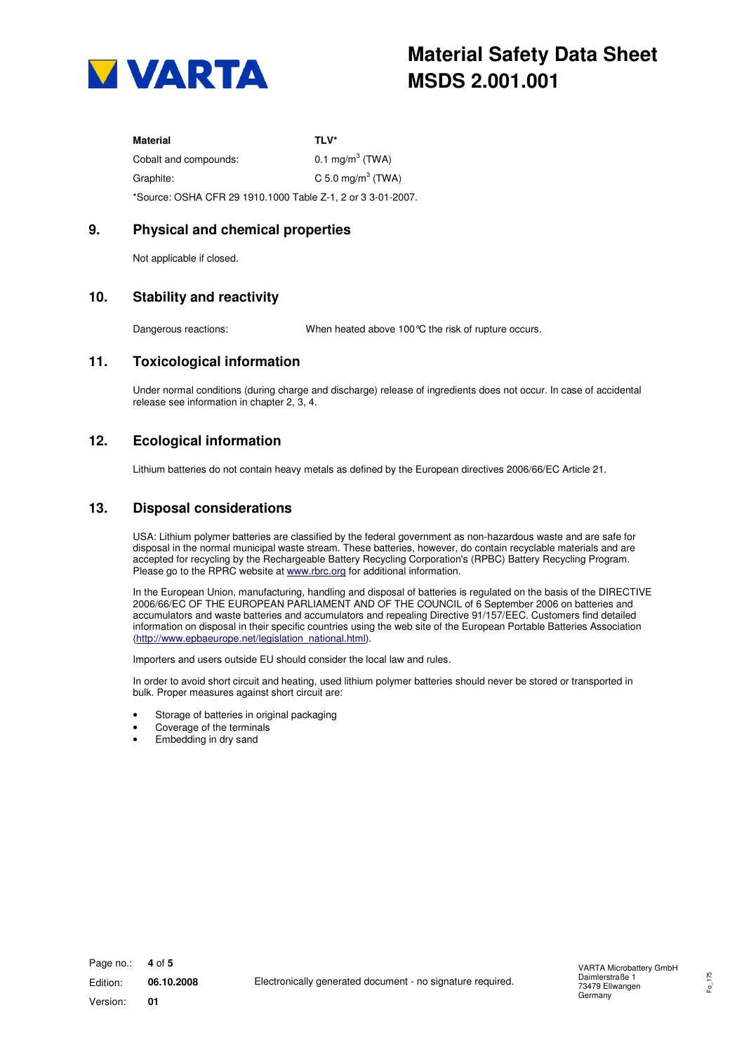| Material | TLV* |
| --- | --- |
| Cobalt and compounds: | 0.1 mg/m$^3$ (TWA) |
| Graphite: | C 5.0 mg/m$^3$ (TWA) |

*Source: OSHA CFR 29 1910.1000 Table Z-1, 2 or 3 3-01-2007.

## 9. Physical and chemical properties

Not applicable if closed.

## 10. Stability and reactivity

Dangerous reactions: When heated above 100°C the risk of rupture occurs.

## 11. Toxicological information

Under normal conditions (during charge and discharge) release of ingredients does not occur. In case of accidental release see information in chapter 2, 3, 4.

## 12. Ecological information

Lithium batteries do not contain heavy metals as defined by the European directives 2006/66/EC Article 21.

## 13. Disposal considerations

USA: Lithium polymer batteries are classified by the federal government as non-hazardous waste and are safe for disposal in the normal municipal waste stream. These batteries, however, do contain recyclable materials and are accepted for recycling by the Rechargeable Battery Recycling Corporation's (RPBC) Battery Recycling Program. Please go to the RPRC website at www.rbrc.org for additional information.

In the European Union, manufacturing, handling and disposal of batteries is regulated on the basis of the DIRECTIVE 2006/66/EC OF THE EUROPEAN PARLIAMENT AND OF THE COUNCIL of 6 September 2006 on batteries and accumulators and waste batteries and accumulators and repealing Directive 91/157/EEC. Customers find detailed information on disposal in their specific countries using the web site of the European Portable Batteries Association (http://www.epbaeurope.net/legislation_national.html).

Importers and users outside EU should consider the local law and rules.

In order to avoid short circuit and heating, used lithium polymer batteries should never be stored or transported in bulk. Proper measures against short circuit are:

- Storage of batteries in original packaging
- Coverage of the terminals
- Embedding in dry sand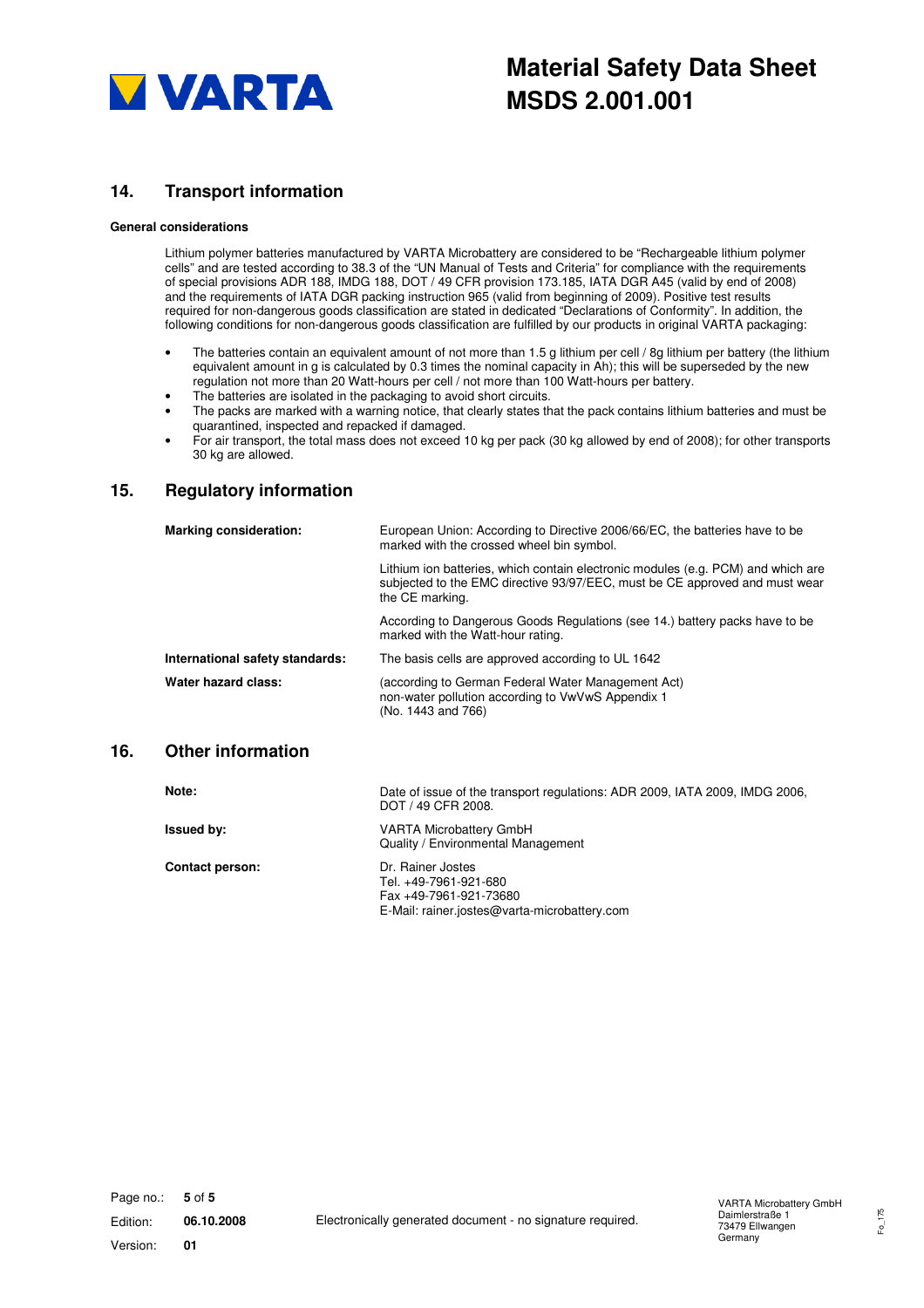## 14. Transport information

**General considerations**

Lithium polymer batteries manufactured by VARTA Microbattery are considered to be "Rechargeable lithium polymer cells" and are tested according to 38.3 of the "UN Manual of Tests and Criteria" for compliance with the requirements of special provisions ADR 188, IMDG 188, DOT / 49 CFR provision 173.185, IATA DGR A45 (valid by end of 2008) and the requirements of IATA DGR packing instruction 965 (valid from beginning of 2009). Positive test results required for non-dangerous goods classification are stated in dedicated "Declarations of Conformity". In addition, the following conditions for non-dangerous goods classification are fulfilled by our products in original VARTA packaging:

- The batteries contain an equivalent amount of not more than 1.5 g lithium per cell / 8g lithium per battery (the lithium equivalent amount in g is calculated by 0.3 times the nominal capacity in Ah); this will be superseded by the new regulation not more than 20 Watt-hours per cell / not more than 100 Watt-hours per battery.
- The batteries are isolated in the packaging to avoid short circuits.
- The packs are marked with a warning notice, that clearly states that the pack contains lithium batteries and must be quarantined, inspected and repacked if damaged.
- For air transport, the total mass does not exceed 10 kg per pack (30 kg allowed by end of 2008); for other transports 30 kg are allowed.

## 15. Regulatory information

| | |
|---|---|
| **Marking consideration:** | European Union: According to Directive 2006/66/EC, the batteries have to be marked with the crossed wheel bin symbol. |
| | Lithium ion batteries, which contain electronic modules (e.g. PCM) and which are subjected to the EMC directive 93/97/EEC, must be CE approved and must wear the CE marking. |
| | According to Dangerous Goods Regulations (see 14.) battery packs have to be marked with the Watt-hour rating. |
| **International safety standards:** | The basis cells are approved according to UL 1642 |
| **Water hazard class:** | (according to German Federal Water Management Act) non-water pollution according to VwVwS Appendix 1 (No. 1443 and 766) |

## 16. Other information

| | |
|---|---|
| **Note:** | Date of issue of the transport regulations: ADR 2009, IATA 2009, IMDG 2006, DOT / 49 CFR 2008. |
| **Issued by:** | VARTA Microbattery GmbH<br>Quality / Environmental Management |
| **Contact person:** | Dr. Rainer Jostes<br>Tel. +49-7961-921-680<br>Fax +49-7961-921-73680<br>E-Mail: rainer.jostes@varta-microbattery.com |